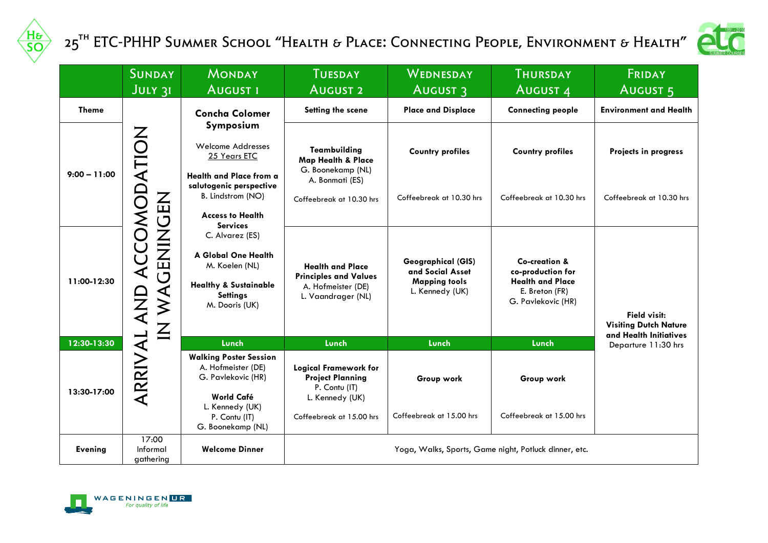# 25[TH] ETC-PHHP Summer School "Health & Place: Connecting People, Environment & Health"

| | Sunday July 31 | Monday August 1 | Tuesday August 2 | Wednesday August 3 | Thursday August 4 | Friday August 5 |
|---|---|---|---|---|---|---|
| **Theme** | ARRIVAL AND ACCOMODATION IN WAGENINGEN | **Concha Colomer Symposium** | **Setting the scene** | **Place and Displace** | **Connecting people** | **Environment and Health** |
| **9:00 – 11:00** | | Welcome Addresses<br>25 Years ETC<br><br>**Health and Place from a salutogenic perspective**<br>B. Lindstrom (NO)<br><br>**Access to Health Services**<br>C. Alvarez (ES) | **Teambuilding**<br>**Map Health & Place**<br>G. Boonekamp (NL)<br>A. Bonmati (ES)<br><br>Coffeebreak at 10.30 hrs | **Country profiles**<br><br>Coffeebreak at 10.30 hrs | **Country profiles**<br><br>Coffeebreak at 10.30 hrs | **Projects in progress**<br><br>Coffeebreak at 10.30 hrs |
| **11:00-12:30** | | **A Global One Health**<br>M. Koelen (NL)<br><br>**Healthy & Sustainable Settings**<br>M. Dooris (UK) | **Health and Place Principles and Values**<br>A. Hofmeister (DE)<br>L. Vaandrager (NL) | **Geographical (GIS) and Social Asset Mapping tools**<br>L. Kennedy (UK) | **Co-creation & co-production for Health and Place**<br>E. Breton (FR)<br>G. Pavlekovic (HR) | **Field visit:**<br>**Visiting Dutch Nature and Health Initiatives**<br>Departure 11:30 hrs |
| **12:30-13:30** | | **Lunch** | **Lunch** | **Lunch** | **Lunch** | |
| **13:30-17:00** | | **Walking Poster Session**<br>A. Hofmeister (DE)<br>G. Pavlekovic (HR)<br><br>**World Café**<br>L. Kennedy (UK)<br>P. Contu (IT)<br>G. Boonekamp (NL) | **Logical Framework for Project Planning**<br>P. Contu (IT)<br>L. Kennedy (UK)<br><br>Coffeebreak at 15.00 hrs | **Group work**<br><br>Coffeebreak at 15.00 hrs | **Group work**<br><br>Coffeebreak at 15.00 hrs | |
| **Evening** | 17:00 Informal gathering | **Welcome Dinner** | Yoga, Walks, Sports, Game night, Potluck dinner, etc. | | | |

WAGENINGEN UR
*For quality of life*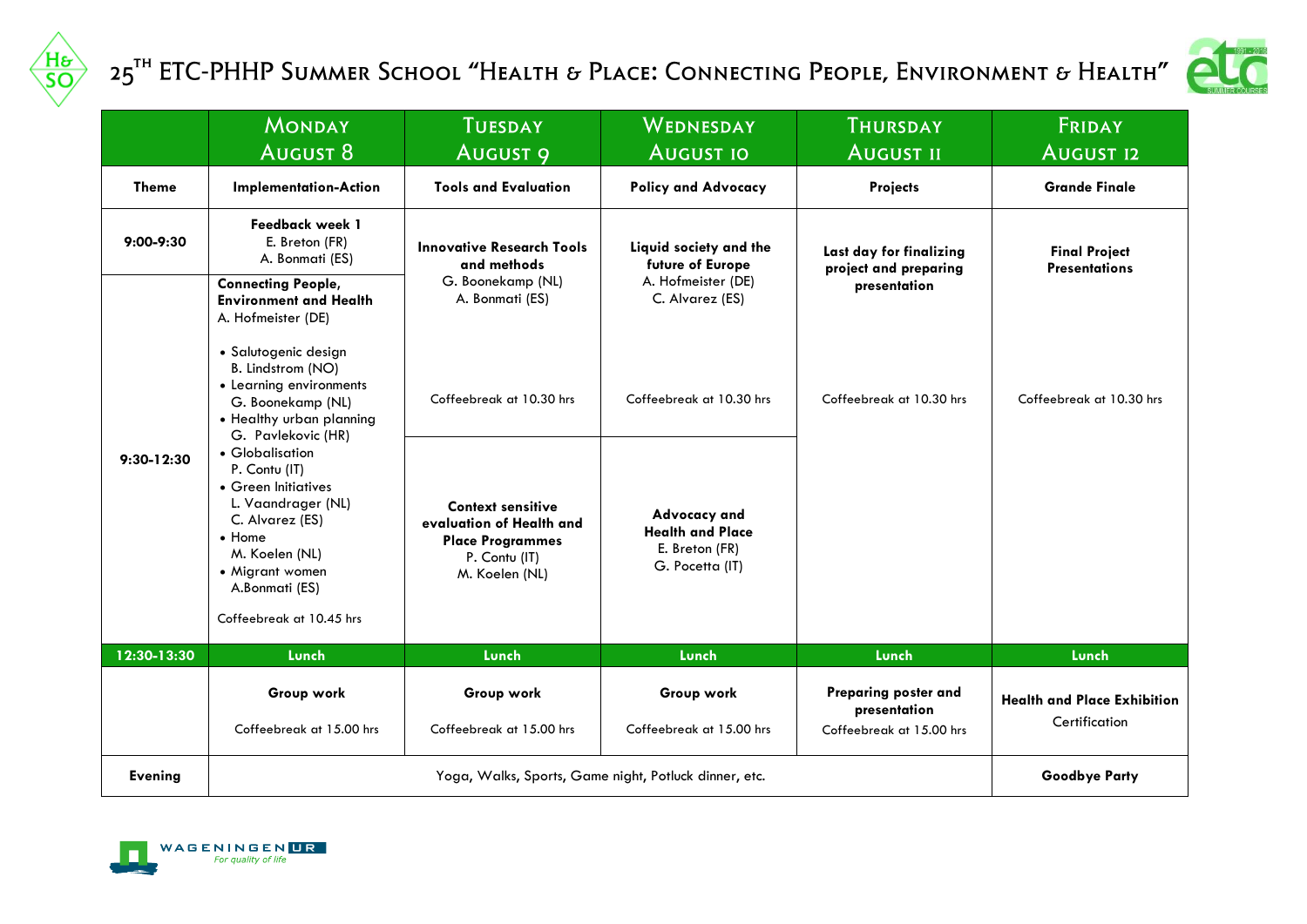# 25[TH] ETC-PHHP Summer School "Health & Place: Connecting People, Environment & Health"

| | Monday August 8 | Tuesday August 9 | Wednesday August 10 | Thursday August 11 | Friday August 12 |
|---|---|---|---|---|---|
| **Theme** | **Implementation-Action** | **Tools and Evaluation** | **Policy and Advocacy** | **Projects** | **Grande Finale** |
| **9:00-9:30** | **Feedback week 1** E. Breton (FR) A. Bonmati (ES) | **Innovative Research Tools and methods** G. Boonekamp (NL) A. Bonmati (ES) Coffeebreak at 10.30 hrs | **Liquid society and the future of Europe** A. Hofmeister (DE) C. Alvarez (ES) Coffeebreak at 10.30 hrs | **Last day for finalizing project and preparing presentation** Coffeebreak at 10.30 hrs | **Final Project Presentations** Coffeebreak at 10.30 hrs |
| **9:30-12:30** | **Connecting People, Environment and Health** A. Hofmeister (DE) • Salutogenic design B. Lindstrom (NO) • Learning environments G. Boonekamp (NL) • Healthy urban planning G. Pavlekovic (HR) • Globalisation P. Contu (IT) • Green Initiatives L. Vaandrager (NL) C. Alvarez (ES) • Home M. Koelen (NL) • Migrant women A.Bonmati (ES) Coffeebreak at 10.45 hrs | **Context sensitive evaluation of Health and Place Programmes** P. Contu (IT) M. Koelen (NL) | **Advocacy and Health and Place** E. Breton (FR) G. Pocetta (IT) | | |
| **12:30-13:30** | **Lunch** | **Lunch** | **Lunch** | **Lunch** | **Lunch** |
| | **Group work** Coffeebreak at 15.00 hrs | **Group work** Coffeebreak at 15.00 hrs | **Group work** Coffeebreak at 15.00 hrs | **Preparing poster and presentation** Coffeebreak at 15.00 hrs | **Health and Place Exhibition** Certification |
| **Evening** | Yoga, Walks, Sports, Game night, Potluck dinner, etc. | | | | **Goodbye Party** |

WAGENINGEN UR
*For quality of life*